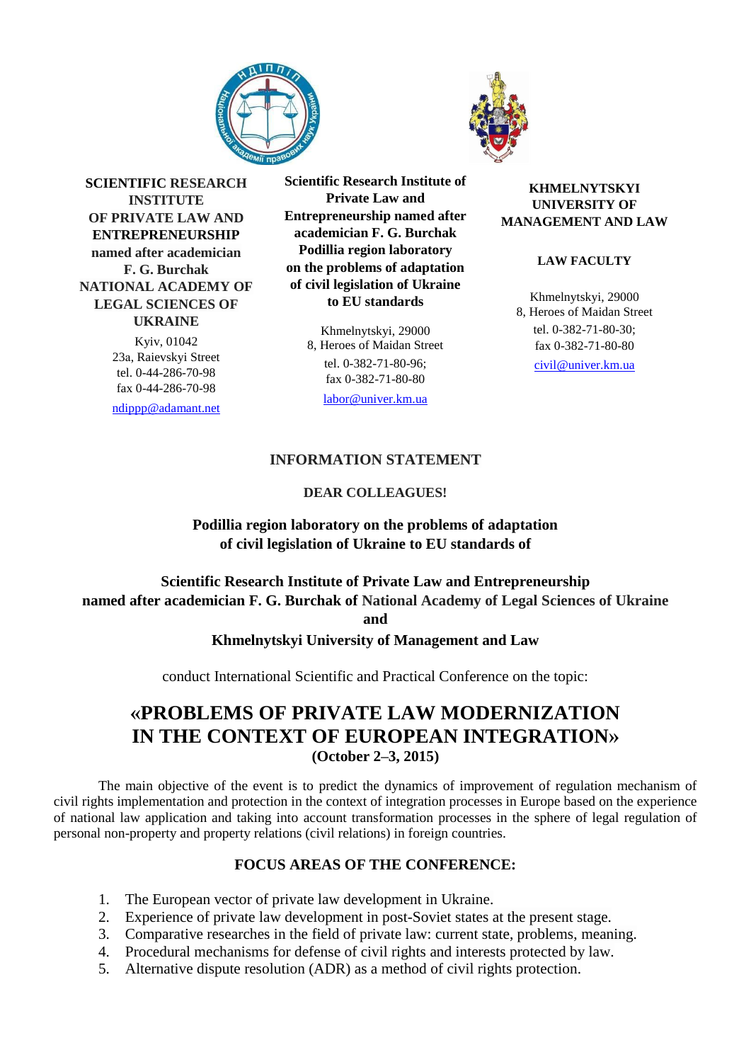**SCIENTIFIC RESEARCH INSTITUTE OF PRIVATE LAW AND ENTREPRENEURSHIP named after academician F. G. Burchak NATIONAL ACADEMY OF LEGAL SCIENCES OF UKRAINE**

Kyiv, 01042
23a, Raievskyi Street
tel. 0-44-286-70-98
fax 0-44-286-70-98
ndippp@adamant.net

**Scientific Research Institute of Private Law and Entrepreneurship named after academician F. G. Burchak Podillia region laboratory on the problems of adaptation of civil legislation of Ukraine to EU standards**

Khmelnytskyi, 29000
8, Heroes of Maidan Street
tel. 0-382-71-80-96;
fax 0-382-71-80-80
labor@univer.km.ua

**KHMELNYTSKYI UNIVERSITY OF MANAGEMENT AND LAW**

**LAW FACULTY**

Khmelnytskyi, 29000
8, Heroes of Maidan Street
tel. 0-382-71-80-30;
fax 0-382-71-80-80
civil@univer.km.ua

## INFORMATION STATEMENT

**DEAR COLLEAGUES!**

**Podillia region laboratory on the problems of adaptation of civil legislation of Ukraine to EU standards of**

**Scientific Research Institute of Private Law and Entrepreneurship named after academician F. G. Burchak of National Academy of Legal Sciences of Ukraine**
**and**
**Khmelnytskyi University of Management and Law**

conduct International Scientific and Practical Conference on the topic:

# «PROBLEMS OF PRIVATE LAW MODERNIZATION IN THE CONTEXT OF EUROPEAN INTEGRATION»

**(October 2–3, 2015)**

The main objective of the event is to predict the dynamics of improvement of regulation mechanism of civil rights implementation and protection in the context of integration processes in Europe based on the experience of national law application and taking into account transformation processes in the sphere of legal regulation of personal non-property and property relations (civil relations) in foreign countries.

## FOCUS AREAS OF THE CONFERENCE:

1. The European vector of private law development in Ukraine.
2. Experience of private law development in post-Soviet states at the present stage.
3. Comparative researches in the field of private law: current state, problems, meaning.
4. Procedural mechanisms for defense of civil rights and interests protected by law.
5. Alternative dispute resolution (ADR) as a method of civil rights protection.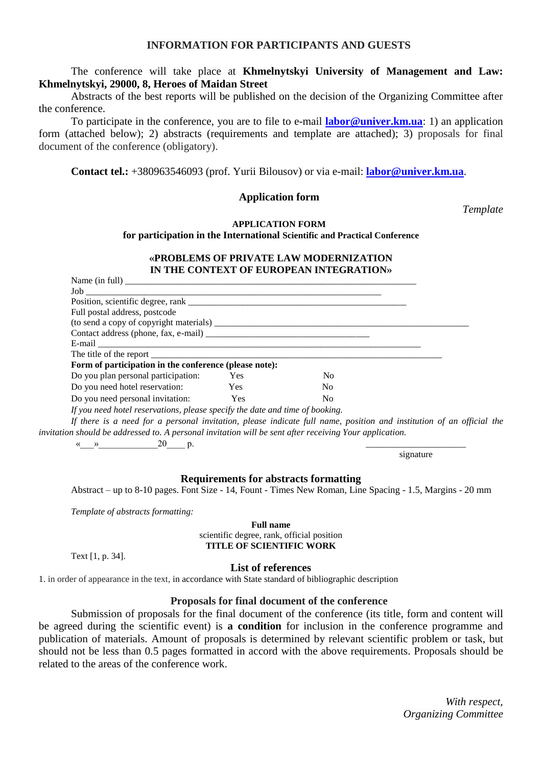## INFORMATION FOR PARTICIPANTS AND GUESTS

The conference will take place at **Khmelnytskyi University of Management and Law: Khmelnytskyi, 29000, 8, Heroes of Maidan Street**

Abstracts of the best reports will be published on the decision of the Organizing Committee after the conference.

To participate in the conference, you are to file to e-mail **labor@univer.km.ua**: 1) an application form (attached below); 2) abstracts (requirements and template are attached); 3) proposals for final document of the conference (obligatory).

**Contact tel.:** +380963546093 (prof. Yurii Bilousov) or via e-mail: **labor@univer.km.ua**.

### Application form

*Template*

**APPLICATION FORM**
**for participation in the International Scientific and Practical Conference**

**«PROBLEMS OF PRIVATE LAW MODERNIZATION IN THE CONTEXT OF EUROPEAN INTEGRATION»**

Name (in full) ___________________________________________________________

Job ___________________________________________________________

Position, scientific degree, rank ___________________________________________________

Full postal address, postcode
(to send a copy of copyright materials) ___________________________________________________

Contact address (phone, fax, e-mail) _____________________________________

E-mail ___________________________________________________________

The title of the report ___________________________________________________________

**Form of participation in the conference (please note):**

| | | |
|---|---|---|
| Do you plan personal participation: | Yes | No |
| Do you need hotel reservation: | Yes | No |
| Do you need personal invitation: | Yes | No |

*If you need hotel reservations, please specify the date and time of booking.*

*If there is a need for a personal invitation, please indicate full name, position and institution of an official the invitation should be addressed to. A personal invitation will be sent after receiving Your application.*

«___»_____________20____ p. ______________________

signature

### Requirements for abstracts formatting

Abstract – up to 8-10 pages. Font Size - 14, Fount - Times New Roman, Line Spacing - 1.5, Margins - 20 mm

*Template of abstracts formatting:*

**Full name**
scientific degree, rank, official position
**TITLE OF SCIENTIFIC WORK**

Text [1, p. 34].

**List of references**

1. in order of appearance in the text, in accordance with State standard of bibliographic description

### Proposals for final document of the conference

Submission of proposals for the final document of the conference (its title, form and content will be agreed during the scientific event) is **a condition** for inclusion in the conference programme and publication of materials. Amount of proposals is determined by relevant scientific problem or task, but should not be less than 0.5 pages formatted in accord with the above requirements. Proposals should be related to the areas of the conference work.

*With respect,*
*Organizing Committee*